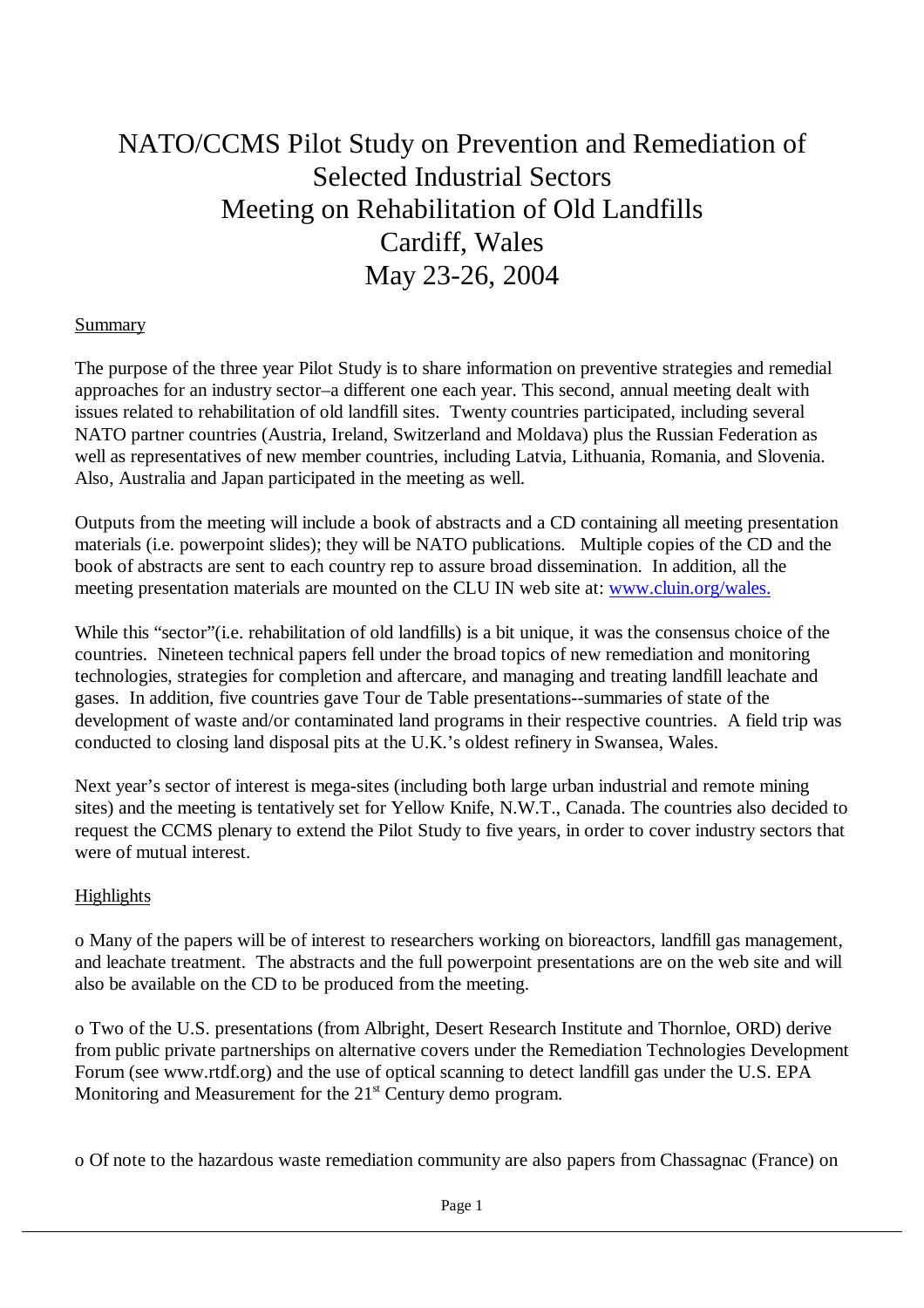# NATO/CCMS Pilot Study on Prevention and Remediation of Selected Industrial Sectors
# Meeting on Rehabilitation of Old Landfills
# Cardiff, Wales
# May 23-26, 2004

## Summary

The purpose of the three year Pilot Study is to share information on preventive strategies and remedial approaches for an industry sector–a different one each year. This second, annual meeting dealt with issues related to rehabilitation of old landfill sites. Twenty countries participated, including several NATO partner countries (Austria, Ireland, Switzerland and Moldava) plus the Russian Federation as well as representatives of new member countries, including Latvia, Lithuania, Romania, and Slovenia. Also, Australia and Japan participated in the meeting as well.

Outputs from the meeting will include a book of abstracts and a CD containing all meeting presentation materials (i.e. powerpoint slides); they will be NATO publications. Multiple copies of the CD and the book of abstracts are sent to each country rep to assure broad dissemination. In addition, all the meeting presentation materials are mounted on the CLU IN web site at: [www.cluin.org/wales.](www.cluin.org/wales)

While this "sector"(i.e. rehabilitation of old landfills) is a bit unique, it was the consensus choice of the countries. Nineteen technical papers fell under the broad topics of new remediation and monitoring technologies, strategies for completion and aftercare, and managing and treating landfill leachate and gases. In addition, five countries gave Tour de Table presentations--summaries of state of the development of waste and/or contaminated land programs in their respective countries. A field trip was conducted to closing land disposal pits at the U.K.'s oldest refinery in Swansea, Wales.

Next year's sector of interest is mega-sites (including both large urban industrial and remote mining sites) and the meeting is tentatively set for Yellow Knife, N.W.T., Canada. The countries also decided to request the CCMS plenary to extend the Pilot Study to five years, in order to cover industry sectors that were of mutual interest.

## Highlights

o Many of the papers will be of interest to researchers working on bioreactors, landfill gas management, and leachate treatment. The abstracts and the full powerpoint presentations are on the web site and will also be available on the CD to be produced from the meeting.

o Two of the U.S. presentations (from Albright, Desert Research Institute and Thornloe, ORD) derive from public private partnerships on alternative covers under the Remediation Technologies Development Forum (see www.rtdf.org) and the use of optical scanning to detect landfill gas under the U.S. EPA Monitoring and Measurement for the 21st Century demo program.

o Of note to the hazardous waste remediation community are also papers from Chassagnac (France) on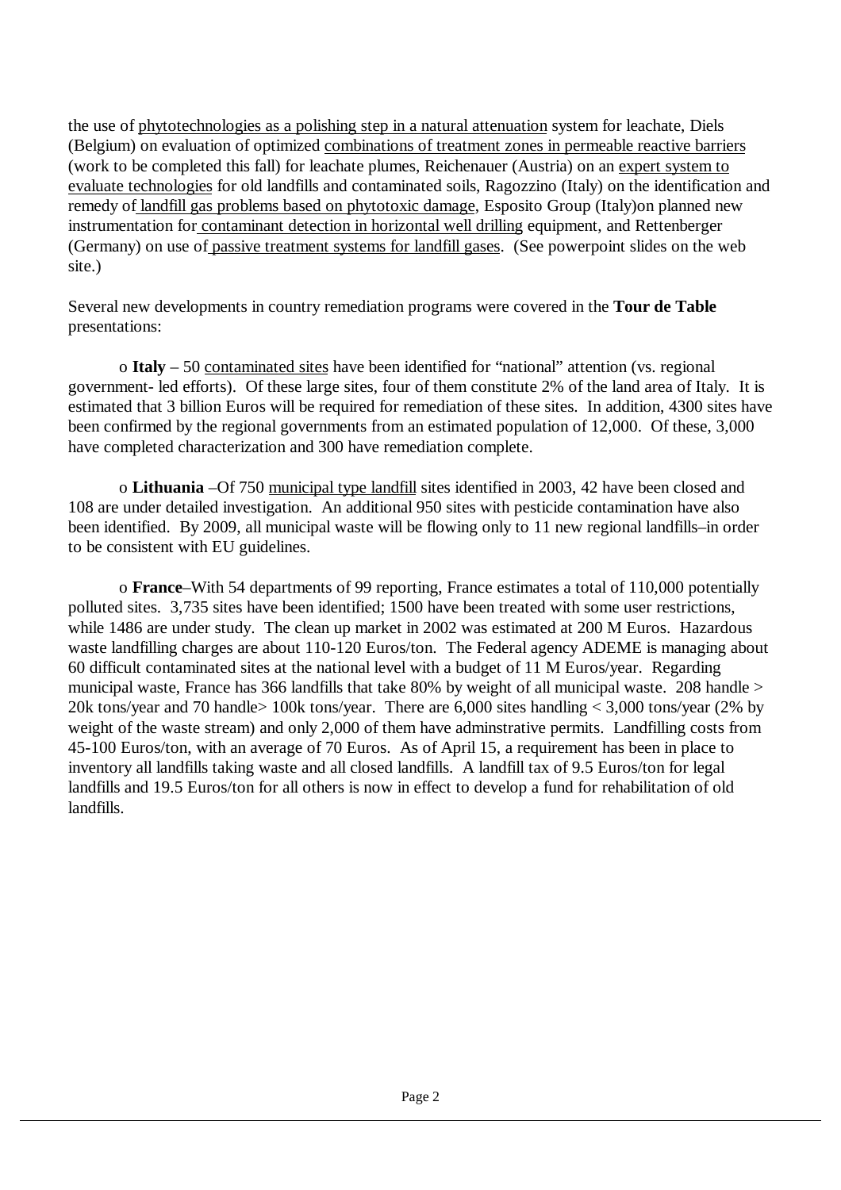the use of phytotechnologies as a polishing step in a natural attenuation system for leachate, Diels (Belgium) on evaluation of optimized combinations of treatment zones in permeable reactive barriers (work to be completed this fall) for leachate plumes, Reichenauer (Austria) on an expert system to evaluate technologies for old landfills and contaminated soils, Ragozzino (Italy) on the identification and remedy of landfill gas problems based on phytotoxic damage, Esposito Group (Italy)on planned new instrumentation for contaminant detection in horizontal well drilling equipment, and Rettenberger (Germany) on use of passive treatment systems for landfill gases. (See powerpoint slides on the web site.)

Several new developments in country remediation programs were covered in the **Tour de Table** presentations:

- **Italy** – 50 contaminated sites have been identified for "national" attention (vs. regional government- led efforts). Of these large sites, four of them constitute 2% of the land area of Italy. It is estimated that 3 billion Euros will be required for remediation of these sites. In addition, 4300 sites have been confirmed by the regional governments from an estimated population of 12,000. Of these, 3,000 have completed characterization and 300 have remediation complete.

- **Lithuania** –Of 750 municipal type landfill sites identified in 2003, 42 have been closed and 108 are under detailed investigation. An additional 950 sites with pesticide contamination have also been identified. By 2009, all municipal waste will be flowing only to 11 new regional landfills–in order to be consistent with EU guidelines.

- **France**–With 54 departments of 99 reporting, France estimates a total of 110,000 potentially polluted sites. 3,735 sites have been identified; 1500 have been treated with some user restrictions, while 1486 are under study. The clean up market in 2002 was estimated at 200 M Euros. Hazardous waste landfilling charges are about 110-120 Euros/ton. The Federal agency ADEME is managing about 60 difficult contaminated sites at the national level with a budget of 11 M Euros/year. Regarding municipal waste, France has 366 landfills that take 80% by weight of all municipal waste. 208 handle > 20k tons/year and 70 handle> 100k tons/year. There are 6,000 sites handling < 3,000 tons/year (2% by weight of the waste stream) and only 2,000 of them have adminstrative permits. Landfilling costs from 45-100 Euros/ton, with an average of 70 Euros. As of April 15, a requirement has been in place to inventory all landfills taking waste and all closed landfills. A landfill tax of 9.5 Euros/ton for legal landfills and 19.5 Euros/ton for all others is now in effect to develop a fund for rehabilitation of old landfills.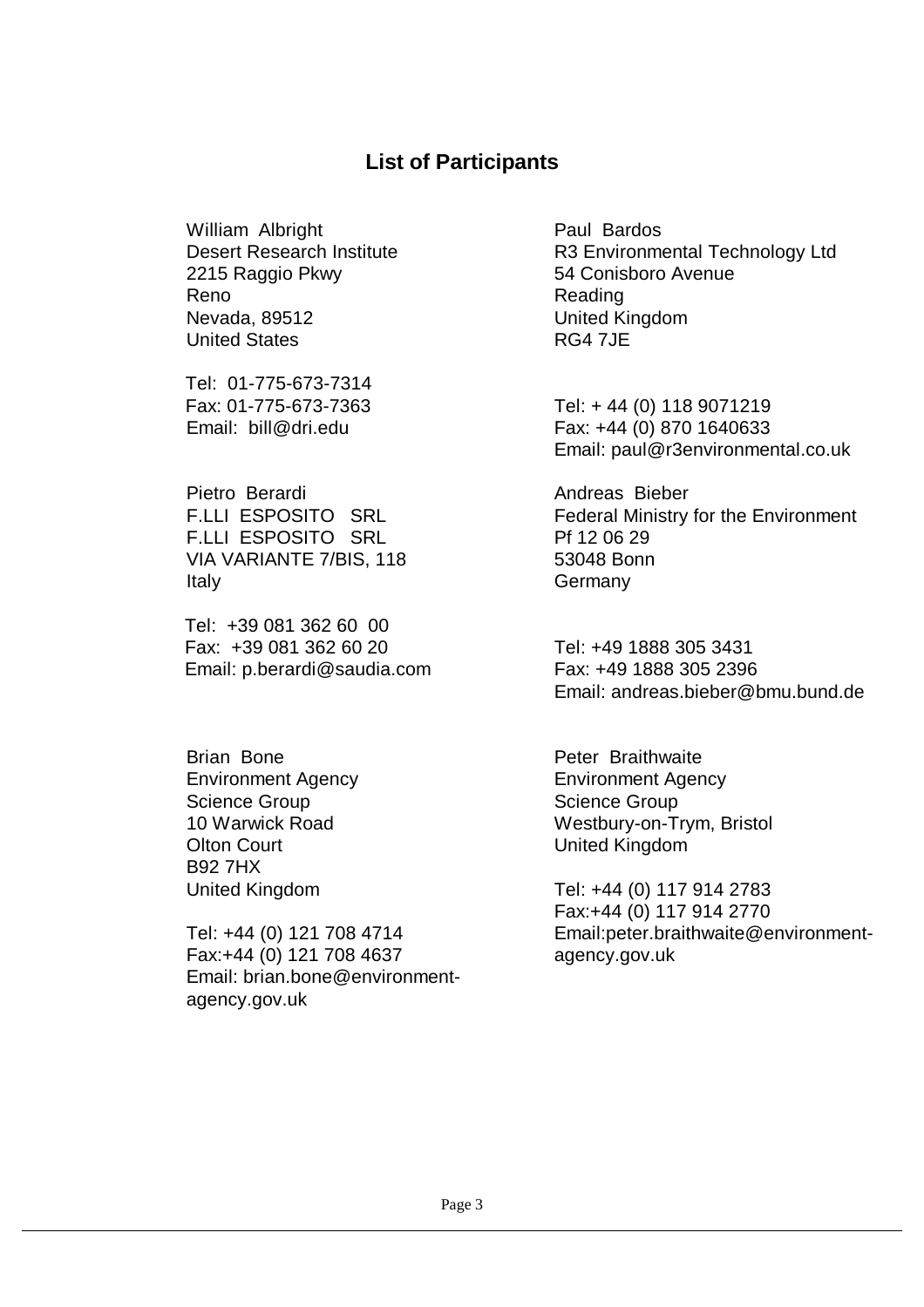## List of Participants

William Albright
Desert Research Institute
2215 Raggio Pkwy
Reno
Nevada, 89512
United States

Tel: 01-775-673-7314
Fax: 01-775-673-7363
Email: bill@dri.edu

Paul Bardos
R3 Environmental Technology Ltd
54 Conisboro Avenue
Reading
United Kingdom
RG4 7JE

Tel: + 44 (0) 118 9071219
Fax: +44 (0) 870 1640633
Email: paul@r3environmental.co.uk

Pietro Berardi
F.LLI ESPOSITO SRL
F.LLI ESPOSITO SRL
VIA VARIANTE 7/BIS, 118
Italy

Tel: +39 081 362 60 00
Fax: +39 081 362 60 20
Email: p.berardi@saudia.com

Andreas Bieber
Federal Ministry for the Environment
Pf 12 06 29
53048 Bonn
Germany

Tel: +49 1888 305 3431
Fax: +49 1888 305 2396
Email: andreas.bieber@bmu.bund.de

Brian Bone
Environment Agency
Science Group
10 Warwick Road
Olton Court
B92 7HX
United Kingdom

Tel: +44 (0) 121 708 4714
Fax:+44 (0) 121 708 4637
Email: brian.bone@environment-agency.gov.uk

Peter Braithwaite
Environment Agency
Science Group
Westbury-on-Trym, Bristol
United Kingdom

Tel: +44 (0) 117 914 2783
Fax:+44 (0) 117 914 2770
Email:peter.braithwaite@environment-agency.gov.uk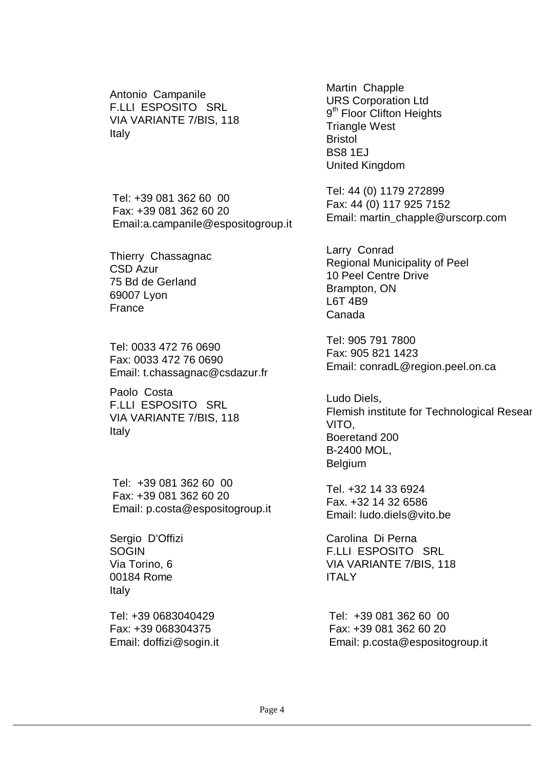Antonio Campanile
F.LLI ESPOSITO SRL
VIA VARIANTE 7/BIS, 118
Italy

Tel: +39 081 362 60 00
Fax: +39 081 362 60 20
Email:a.campanile@espositogroup.it

Martin Chapple
URS Corporation Ltd
9th Floor Clifton Heights
Triangle West
Bristol
BS8 1EJ
United Kingdom

Tel: 44 (0) 1179 272899
Fax: 44 (0) 117 925 7152
Email: martin_chapple@urscorp.com

Thierry Chassagnac
CSD Azur
75 Bd de Gerland
69007 Lyon
France

Tel: 0033 472 76 0690
Fax: 0033 472 76 0690
Email: t.chassagnac@csdazur.fr

Larry Conrad
Regional Municipality of Peel
10 Peel Centre Drive
Brampton, ON
L6T 4B9
Canada

Tel: 905 791 7800
Fax: 905 821 1423
Email: conradL@region.peel.on.ca

Paolo Costa
F.LLI ESPOSITO SRL
VIA VARIANTE 7/BIS, 118
Italy

Tel: +39 081 362 60 00
Fax: +39 081 362 60 20
Email: p.costa@espositogroup.it

Ludo Diels,
Flemish institute for Technological Resear
VITO,
Boeretand 200
B-2400 MOL,
Belgium

Tel. +32 14 33 6924
Fax. +32 14 32 6586
Email: ludo.diels@vito.be

Sergio D'Offizi
SOGIN
Via Torino, 6
00184 Rome
Italy

Tel: +39 0683040429
Fax: +39 068304375
Email: doffizi@sogin.it

Carolina Di Perna
F.LLI ESPOSITO SRL
VIA VARIANTE 7/BIS, 118
ITALY

Tel: +39 081 362 60 00
Fax: +39 081 362 60 20
Email: p.costa@espositogroup.it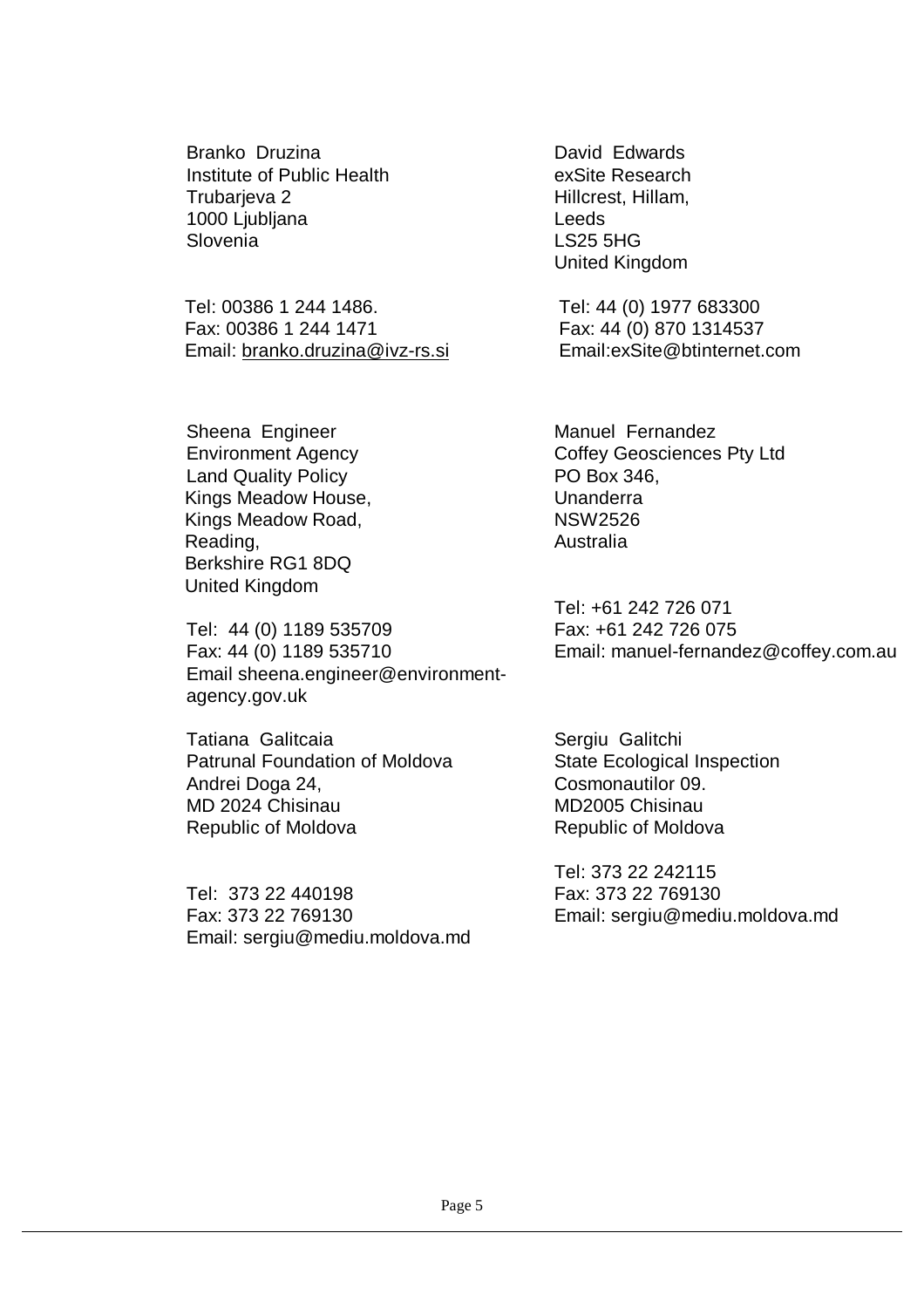Branko Druzina
Institute of Public Health
Trubarjeva 2
1000 Ljubljana
Slovenia

Tel: 00386 1 244 1486.
Fax: 00386 1 244 1471
Email: branko.druzina@ivz-rs.si

David Edwards
exSite Research
Hillcrest, Hillam,
Leeds
LS25 5HG
United Kingdom

Tel: 44 (0) 1977 683300
Fax: 44 (0) 870 1314537
Email:exSite@btinternet.com

Sheena Engineer
Environment Agency
Land Quality Policy
Kings Meadow House,
Kings Meadow Road,
Reading,
Berkshire RG1 8DQ
United Kingdom

Tel: 44 (0) 1189 535709
Fax: 44 (0) 1189 535710
Email sheena.engineer@environment-agency.gov.uk

Manuel Fernandez
Coffey Geosciences Pty Ltd
PO Box 346,
Unanderra
NSW2526
Australia

Tel: +61 242 726 071
Fax: +61 242 726 075
Email: manuel-fernandez@coffey.com.au

Tatiana Galitcaia
Patrunal Foundation of Moldova
Andrei Doga 24,
MD 2024 Chisinau
Republic of Moldova

Tel: 373 22 440198
Fax: 373 22 769130
Email: sergiu@mediu.moldova.md

Sergiu Galitchi
State Ecological Inspection
Cosmonautilor 09.
MD2005 Chisinau
Republic of Moldova

Tel: 373 22 242115
Fax: 373 22 769130
Email: sergiu@mediu.moldova.md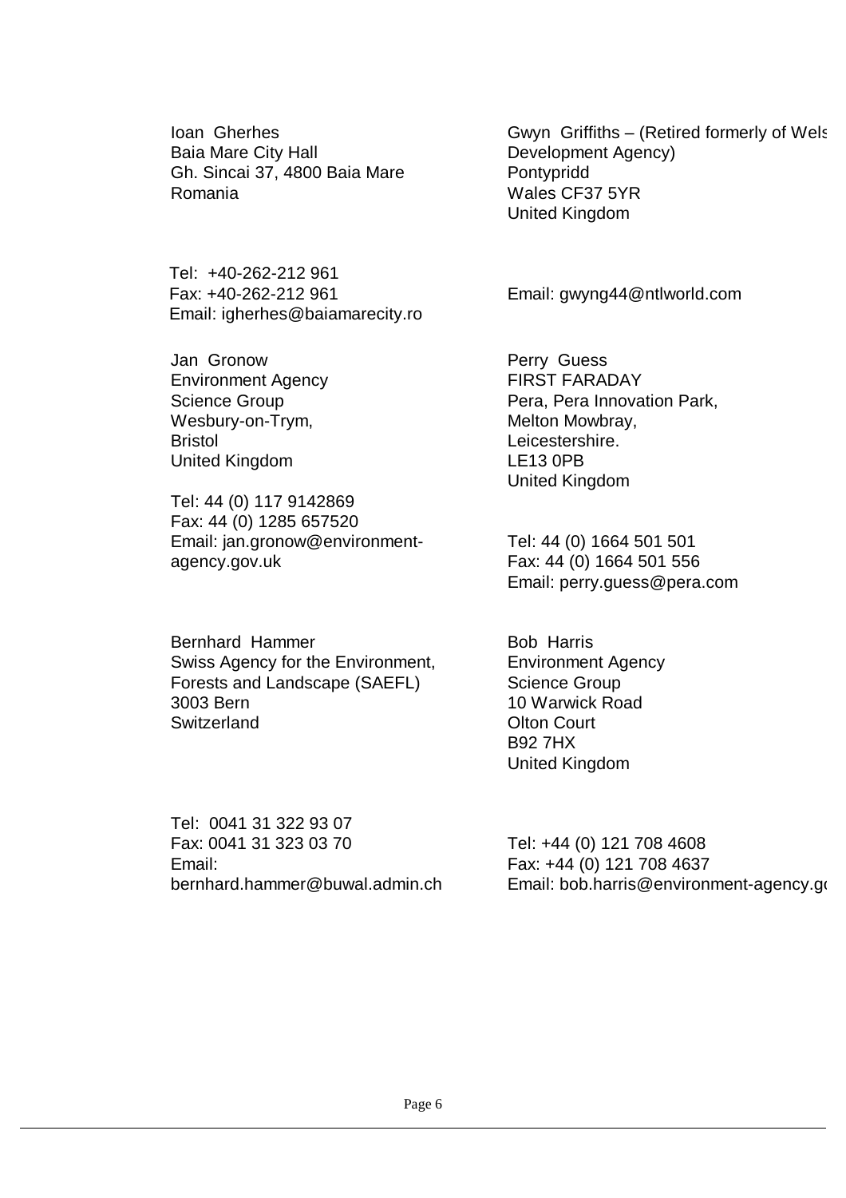Ioan Gherhes
Baia Mare City Hall
Gh. Sincai 37, 4800 Baia Mare
Romania

Tel: +40-262-212 961
Fax: +40-262-212 961
Email: igherhes@baiamarecity.ro

Gwyn Griffiths – (Retired formerly of Wels
Development Agency)
Pontypridd
Wales CF37 5YR
United Kingdom

Email: gwyng44@ntlworld.com

Jan Gronow
Environment Agency
Science Group
Wesbury-on-Trym,
Bristol
United Kingdom

Tel: 44 (0) 117 9142869
Fax: 44 (0) 1285 657520
Email: jan.gronow@environment-agency.gov.uk

Perry Guess
FIRST FARADAY
Pera, Pera Innovation Park,
Melton Mowbray,
Leicestershire.
LE13 0PB
United Kingdom

Tel: 44 (0) 1664 501 501
Fax: 44 (0) 1664 501 556
Email: perry.guess@pera.com

Bernhard Hammer
Swiss Agency for the Environment,
Forests and Landscape (SAEFL)
3003 Bern
Switzerland

Tel: 0041 31 322 93 07
Fax: 0041 31 323 03 70
Email:
bernhard.hammer@buwal.admin.ch

Bob Harris
Environment Agency
Science Group
10 Warwick Road
Olton Court
B92 7HX
United Kingdom

Tel: +44 (0) 121 708 4608
Fax: +44 (0) 121 708 4637
Email: bob.harris@environment-agency.go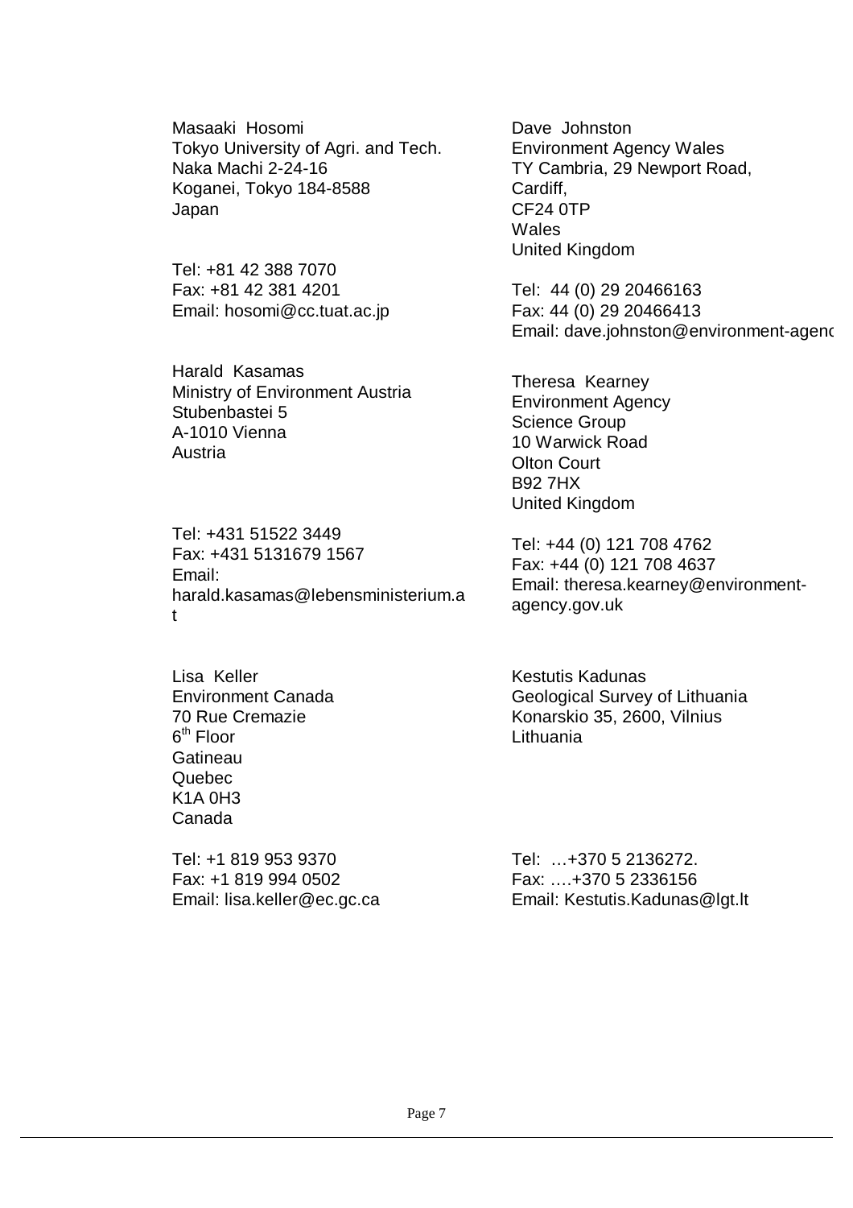Masaaki Hosomi
Tokyo University of Agri. and Tech.
Naka Machi 2-24-16
Koganei, Tokyo 184-8588
Japan

Tel: +81 42 388 7070
Fax: +81 42 381 4201
Email: hosomi@cc.tuat.ac.jp

Dave Johnston
Environment Agency Wales
TY Cambria, 29 Newport Road,
Cardiff,
CF24 0TP
Wales
United Kingdom

Tel: 44 (0) 29 20466163
Fax: 44 (0) 29 20466413
Email: dave.johnston@environment-agenc

Harald Kasamas
Ministry of Environment Austria
Stubenbastei 5
A-1010 Vienna
Austria

Tel: +431 51522 3449
Fax: +431 5131679 1567
Email:
harald.kasamas@lebensministerium.at

Theresa Kearney
Environment Agency
Science Group
10 Warwick Road
Olton Court
B92 7HX
United Kingdom

Tel: +44 (0) 121 708 4762
Fax: +44 (0) 121 708 4637
Email: theresa.kearney@environment-agency.gov.uk

Lisa Keller
Environment Canada
70 Rue Cremazie
6th Floor
Gatineau
Quebec
K1A 0H3
Canada

Tel: +1 819 953 9370
Fax: +1 819 994 0502
Email: lisa.keller@ec.gc.ca

Kestutis Kadunas
Geological Survey of Lithuania
Konarskio 35, 2600, Vilnius
Lithuania

Tel: …+370 5 2136272.
Fax: ….+370 5 2336156
Email: Kestutis.Kadunas@lgt.lt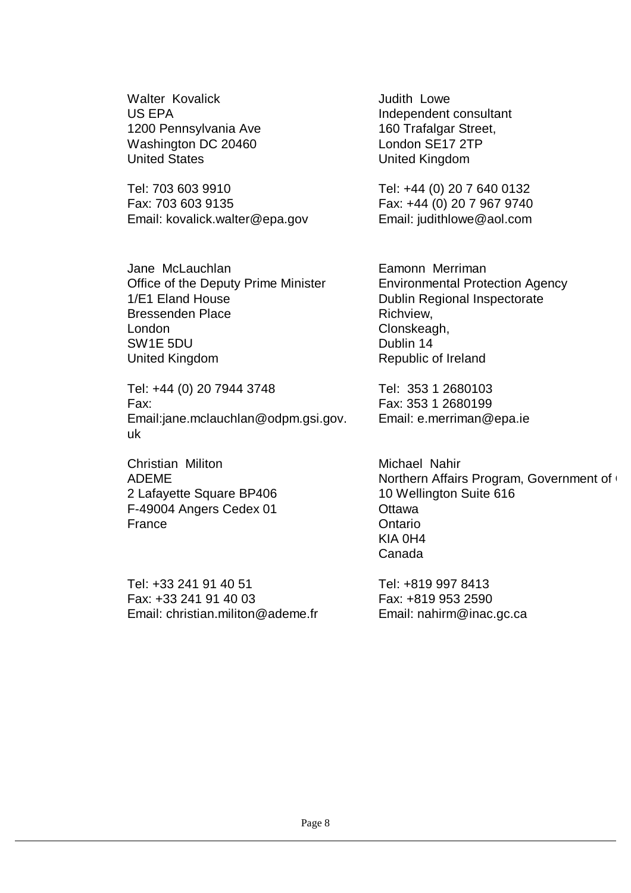Walter Kovalick
US EPA
1200 Pennsylvania Ave
Washington DC 20460
United States

Tel: 703 603 9910
Fax: 703 603 9135
Email: kovalick.walter@epa.gov

Judith Lowe
Independent consultant
160 Trafalgar Street,
London SE17 2TP
United Kingdom

Tel: +44 (0) 20 7 640 0132
Fax: +44 (0) 20 7 967 9740
Email: judithlowe@aol.com

Jane McLauchlan
Office of the Deputy Prime Minister
1/E1 Eland House
Bressenden Place
London
SW1E 5DU
United Kingdom

Tel: +44 (0) 20 7944 3748
Fax:
Email:jane.mclauchlan@odpm.gsi.gov.uk

Eamonn Merriman
Environmental Protection Agency
Dublin Regional Inspectorate
Richview,
Clonskeagh,
Dublin 14
Republic of Ireland

Tel: 353 1 2680103
Fax: 353 1 2680199
Email: e.merriman@epa.ie

Christian Militon
ADEME
2 Lafayette Square BP406
F-49004 Angers Cedex 01
France

Tel: +33 241 91 40 51
Fax: +33 241 91 40 03
Email: christian.militon@ademe.fr

Michael Nahir
Northern Affairs Program, Government of
10 Wellington Suite 616
Ottawa
Ontario
KIA 0H4
Canada

Tel: +819 997 8413
Fax: +819 953 2590
Email: nahirm@inac.gc.ca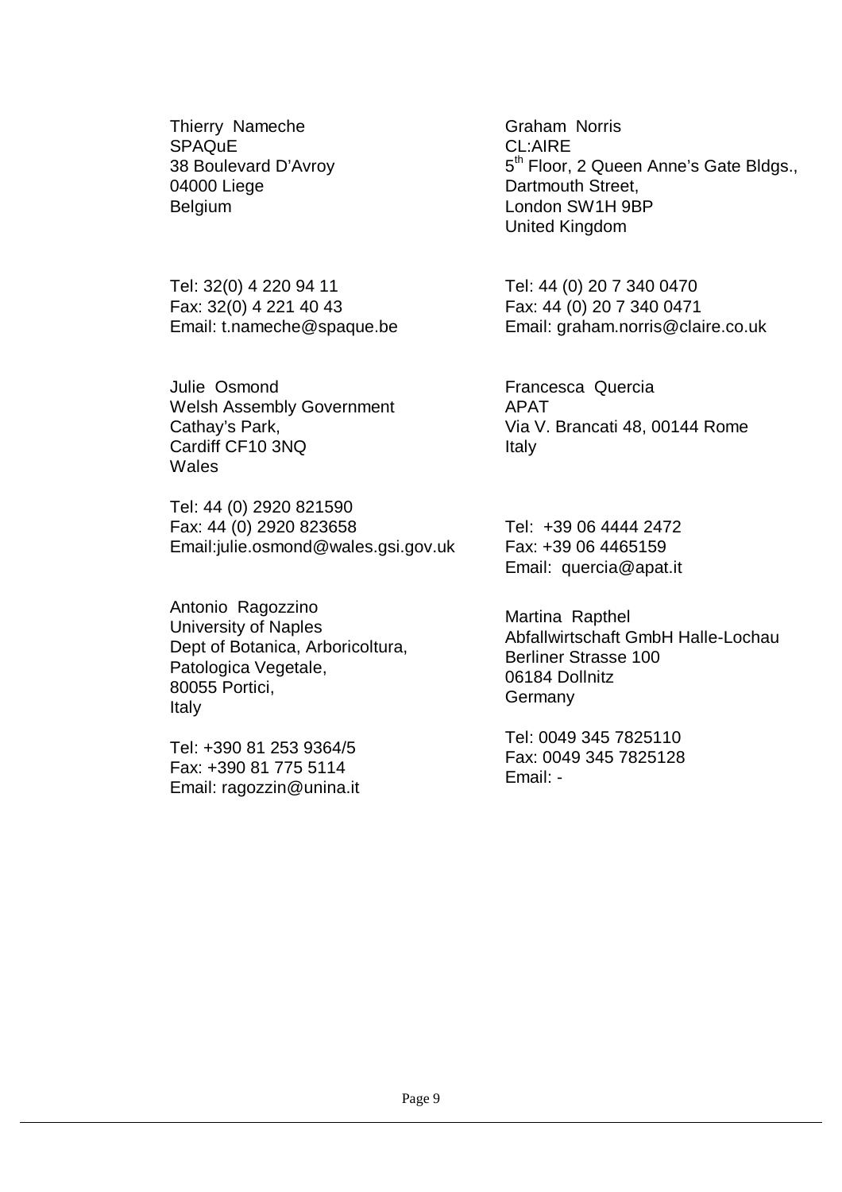Thierry Nameche
SPAQuE
38 Boulevard D'Avroy
04000 Liege
Belgium

Tel: 32(0) 4 220 94 11
Fax: 32(0) 4 221 40 43
Email: t.nameche@spaque.be

Graham Norris
CL:AIRE
5th Floor, 2 Queen Anne's Gate Bldgs.,
Dartmouth Street,
London SW1H 9BP
United Kingdom

Tel: 44 (0) 20 7 340 0470
Fax: 44 (0) 20 7 340 0471
Email: graham.norris@claire.co.uk

Julie Osmond
Welsh Assembly Government
Cathay's Park,
Cardiff CF10 3NQ
Wales

Tel: 44 (0) 2920 821590
Fax: 44 (0) 2920 823658
Email:julie.osmond@wales.gsi.gov.uk

Francesca Quercia
APAT
Via V. Brancati 48, 00144 Rome
Italy

Tel: +39 06 4444 2472
Fax: +39 06 4465159
Email: quercia@apat.it

Antonio Ragozzino
University of Naples
Dept of Botanica, Arboricoltura,
Patologica Vegetale,
80055 Portici,
Italy

Tel: +390 81 253 9364/5
Fax: +390 81 775 5114
Email: ragozzin@unina.it

Martina Rapthel
Abfallwirtschaft GmbH Halle-Lochau
Berliner Strasse 100
06184 Dollnitz
Germany

Tel: 0049 345 7825110
Fax: 0049 345 7825128
Email: -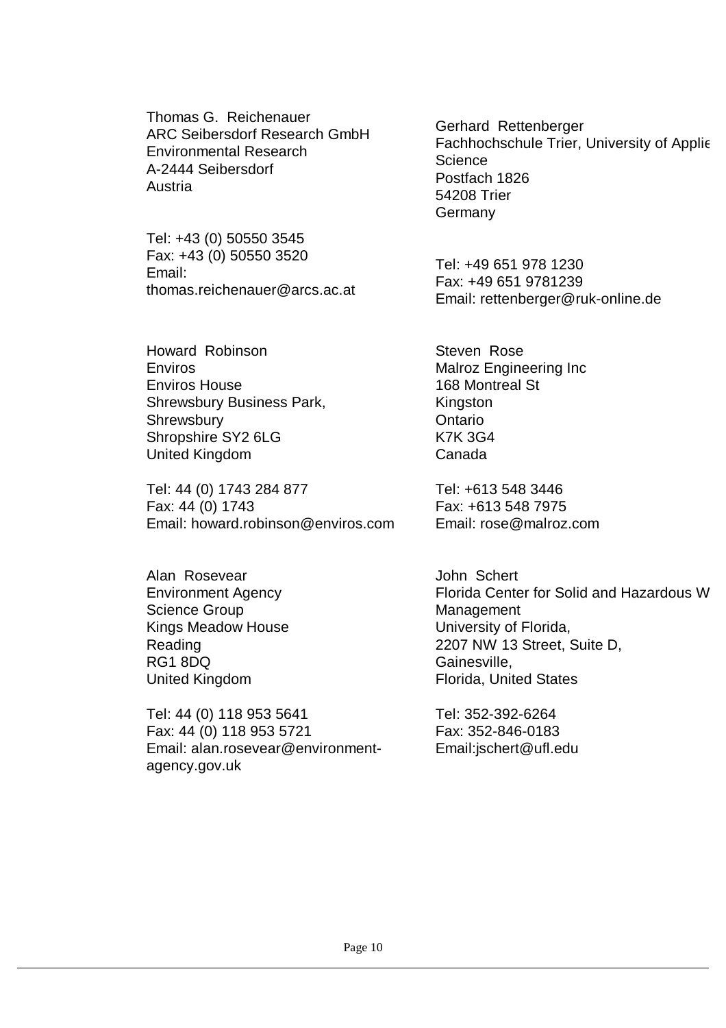Thomas G. Reichenauer
ARC Seibersdorf Research GmbH
Environmental Research
A-2444 Seibersdorf
Austria

Tel: +43 (0) 50550 3545
Fax: +43 (0) 50550 3520
Email:
thomas.reichenauer@arcs.ac.at

Gerhard Rettenberger
Fachhochschule Trier, University of Applie
Science
Postfach 1826
54208 Trier
Germany

Tel: +49 651 978 1230
Fax: +49 651 9781239
Email: rettenberger@ruk-online.de

Howard Robinson
Enviros
Enviros House
Shrewsbury Business Park,
Shrewsbury
Shropshire SY2 6LG
United Kingdom

Tel: 44 (0) 1743 284 877
Fax: 44 (0) 1743
Email: howard.robinson@enviros.com

Steven Rose
Malroz Engineering Inc
168 Montreal St
Kingston
Ontario
K7K 3G4
Canada

Tel: +613 548 3446
Fax: +613 548 7975
Email: rose@malroz.com

Alan Rosevear
Environment Agency
Science Group
Kings Meadow House
Reading
RG1 8DQ
United Kingdom

Tel: 44 (0) 118 953 5641
Fax: 44 (0) 118 953 5721
Email: alan.rosevear@environment-agency.gov.uk

John Schert
Florida Center for Solid and Hazardous W
Management
University of Florida,
2207 NW 13 Street, Suite D,
Gainesville,
Florida, United States

Tel: 352-392-6264
Fax: 352-846-0183
Email:jschert@ufl.edu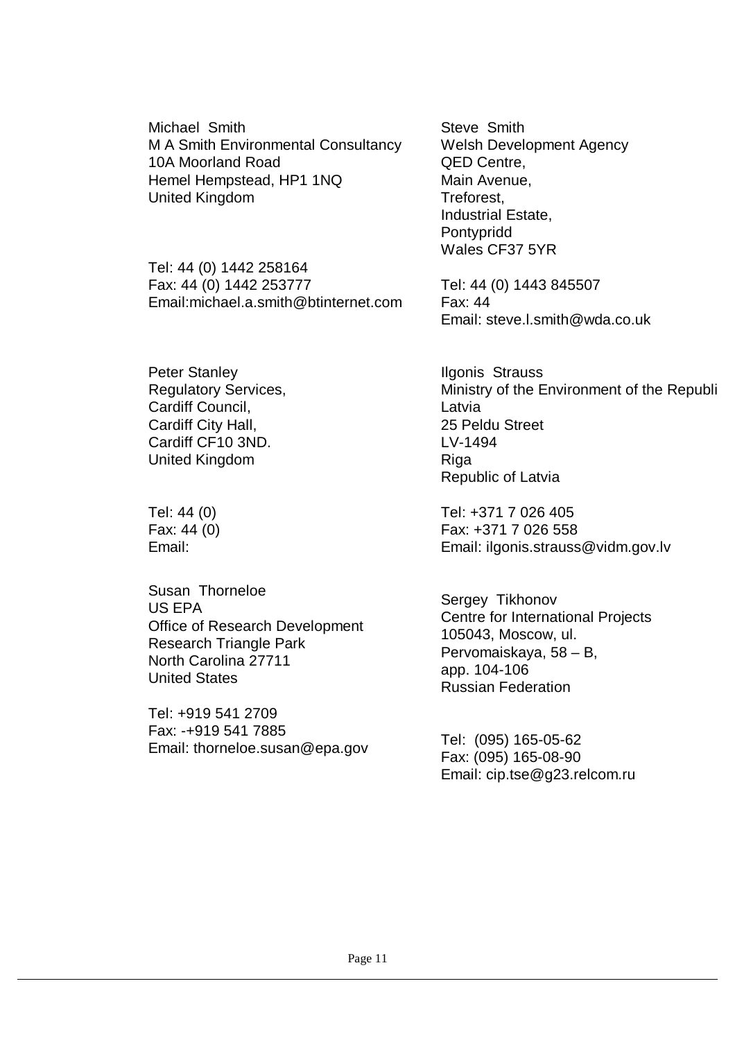Michael Smith
M A Smith Environmental Consultancy
10A Moorland Road
Hemel Hempstead, HP1 1NQ
United Kingdom

Tel: 44 (0) 1442 258164
Fax: 44 (0) 1442 253777
Email:michael.a.smith@btinternet.com

Steve Smith
Welsh Development Agency
QED Centre,
Main Avenue,
Treforest,
Industrial Estate,
Pontypridd
Wales CF37 5YR

Tel: 44 (0) 1443 845507
Fax: 44
Email: steve.l.smith@wda.co.uk

Peter Stanley
Regulatory Services,
Cardiff Council,
Cardiff City Hall,
Cardiff CF10 3ND.
United Kingdom

Tel: 44 (0)
Fax: 44 (0)
Email:

Ilgonis Strauss
Ministry of the Environment of the Republi
Latvia
25 Peldu Street
LV-1494
Riga
Republic of Latvia

Tel: +371 7 026 405
Fax: +371 7 026 558
Email: ilgonis.strauss@vidm.gov.lv

Susan Thorneloe
US EPA
Office of Research Development
Research Triangle Park
North Carolina 27711
United States

Tel: +919 541 2709
Fax: -+919 541 7885
Email: thorneloe.susan@epa.gov

Sergey Tikhonov
Centre for International Projects
105043, Moscow, ul.
Pervomaiskaya, 58 – B,
app. 104-106
Russian Federation

Tel: (095) 165-05-62
Fax: (095) 165-08-90
Email: cip.tse@g23.relcom.ru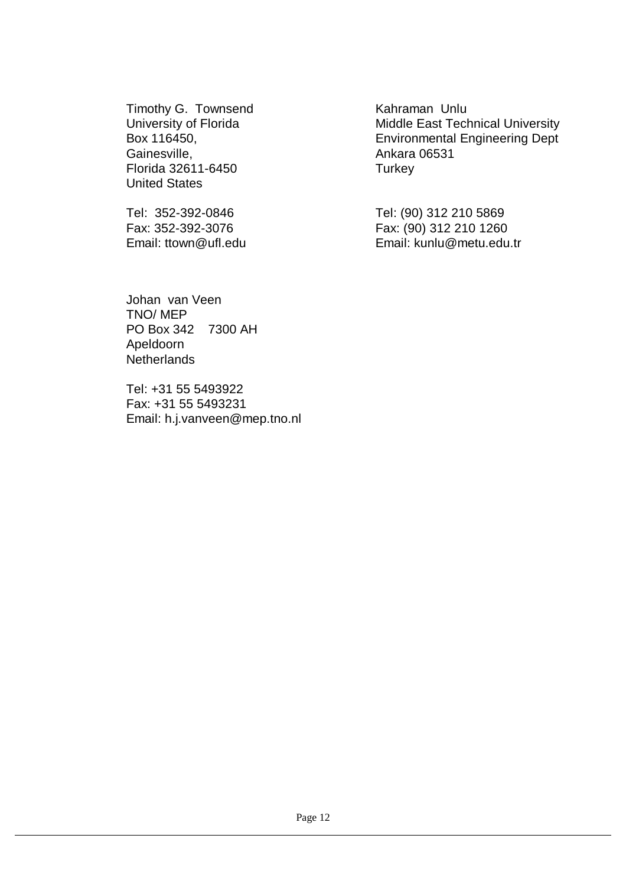Timothy G. Townsend
University of Florida
Box 116450,
Gainesville,
Florida 32611-6450
United States

Tel: 352-392-0846
Fax: 352-392-3076
Email: ttown@ufl.edu

Kahraman Unlu
Middle East Technical University
Environmental Engineering Dept
Ankara 06531
Turkey

Tel: (90) 312 210 5869
Fax: (90) 312 210 1260
Email: kunlu@metu.edu.tr

Johan van Veen
TNO/ MEP
PO Box 342 7300 AH
Apeldoorn
Netherlands

Tel: +31 55 5493922
Fax: +31 55 5493231
Email: h.j.vanveen@mep.tno.nl